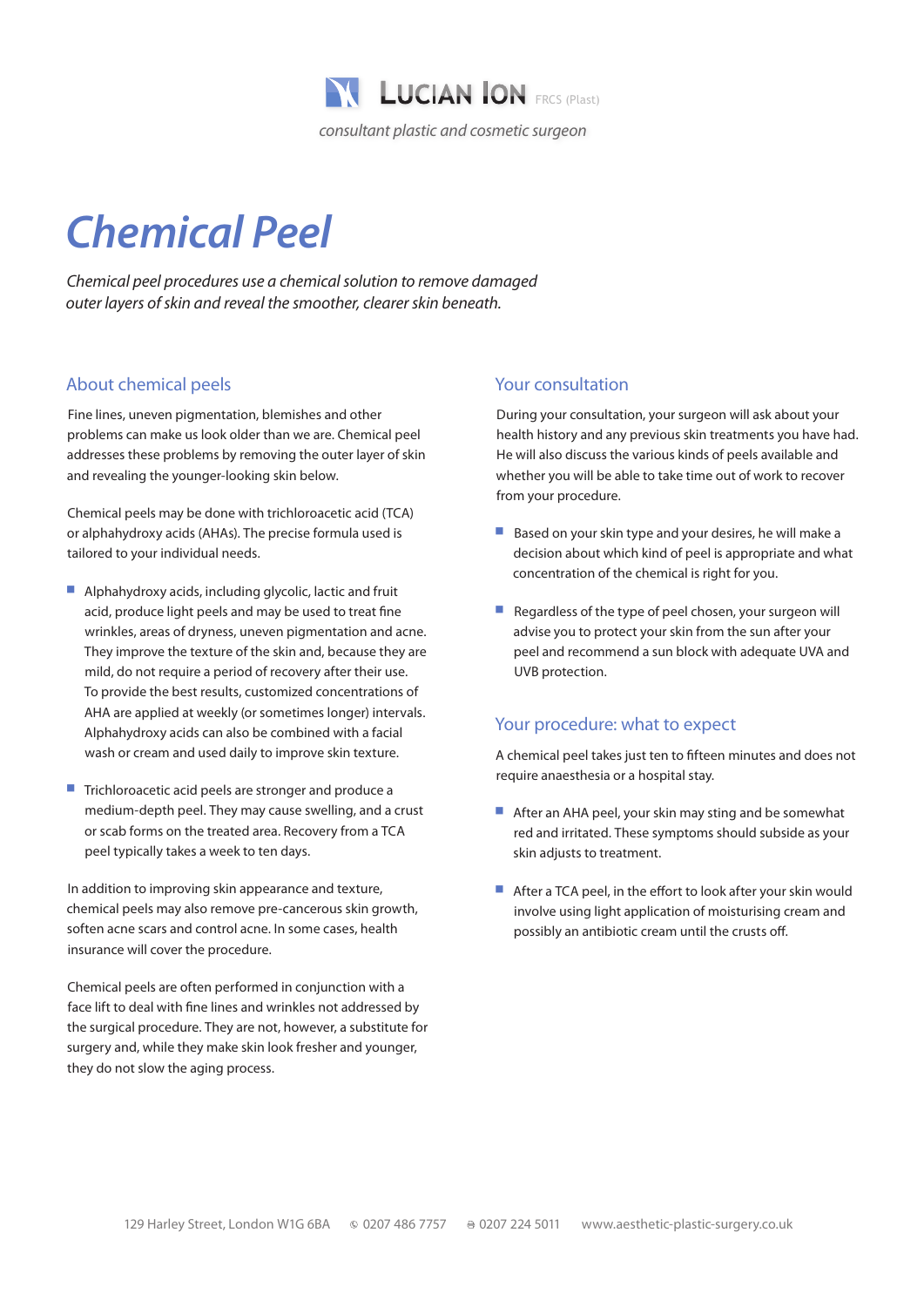LUCIAN ION FRCS (Plast)

*consultant plastic and cosmetic surgeon*

# Chemical Peel

*Chemical peel procedures use a chemical solution to remove damaged outer layers of skin and reveal the smoother, clearer skin beneath.*

## About chemical peels

Fine lines, uneven pigmentation, blemishes and other problems can make us look older than we are. Chemical peel addresses these problems by removing the outer layer of skin and revealing the younger-looking skin below.

Chemical peels may be done with trichloroacetic acid (TCA) or alphahydroxy acids (AHAs). The precise formula used is tailored to your individual needs.

- Alphahydroxy acids, including glycolic, lactic and fruit acid, produce light peels and may be used to treat fine wrinkles, areas of dryness, uneven pigmentation and acne. They improve the texture of the skin and, because they are mild, do not require a period of recovery after their use. To provide the best results, customized concentrations of AHA are applied at weekly (or sometimes longer) intervals. Alphahydroxy acids can also be combined with a facial wash or cream and used daily to improve skin texture.

- Trichloroacetic acid peels are stronger and produce a medium-depth peel. They may cause swelling, and a crust or scab forms on the treated area. Recovery from a TCA peel typically takes a week to ten days.

In addition to improving skin appearance and texture, chemical peels may also remove pre-cancerous skin growth, soften acne scars and control acne. In some cases, health insurance will cover the procedure.

Chemical peels are often performed in conjunction with a face lift to deal with fine lines and wrinkles not addressed by the surgical procedure. They are not, however, a substitute for surgery and, while they make skin look fresher and younger, they do not slow the aging process.

## Your consultation

During your consultation, your surgeon will ask about your health history and any previous skin treatments you have had. He will also discuss the various kinds of peels available and whether you will be able to take time out of work to recover from your procedure.

- Based on your skin type and your desires, he will make a decision about which kind of peel is appropriate and what concentration of the chemical is right for you.

- Regardless of the type of peel chosen, your surgeon will advise you to protect your skin from the sun after your peel and recommend a sun block with adequate UVA and UVB protection.

## Your procedure: what to expect

A chemical peel takes just ten to fifteen minutes and does not require anaesthesia or a hospital stay.

- After an AHA peel, your skin may sting and be somewhat red and irritated. These symptoms should subside as your skin adjusts to treatment.

- After a TCA peel, in the effort to look after your skin would involve using light application of moisturising cream and possibly an antibiotic cream until the crusts off.

129 Harley Street, London W1G 6BA   ✆ 0207 486 7757   ⎙ 0207 224 5011   www.aesthetic-plastic-surgery.co.uk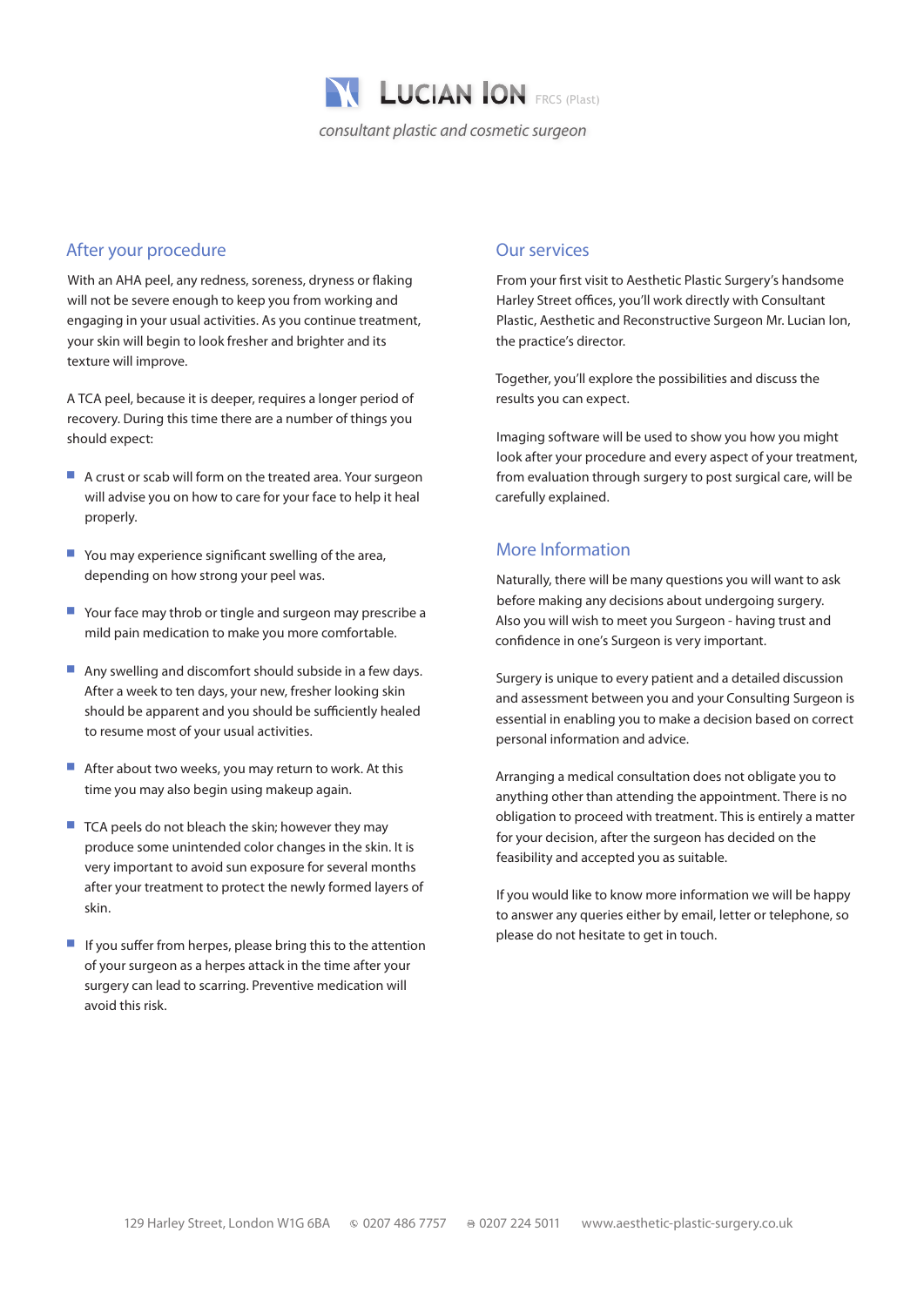# LUCIAN ION FRCS (Plast)

*consultant plastic and cosmetic surgeon*

## After your procedure

With an AHA peel, any redness, soreness, dryness or flaking will not be severe enough to keep you from working and engaging in your usual activities. As you continue treatment, your skin will begin to look fresher and brighter and its texture will improve.

A TCA peel, because it is deeper, requires a longer period of recovery. During this time there are a number of things you should expect:

- A crust or scab will form on the treated area. Your surgeon will advise you on how to care for your face to help it heal properly.
- You may experience significant swelling of the area, depending on how strong your peel was.
- Your face may throb or tingle and surgeon may prescribe a mild pain medication to make you more comfortable.
- Any swelling and discomfort should subside in a few days. After a week to ten days, your new, fresher looking skin should be apparent and you should be sufficiently healed to resume most of your usual activities.
- After about two weeks, you may return to work. At this time you may also begin using makeup again.
- TCA peels do not bleach the skin; however they may produce some unintended color changes in the skin. It is very important to avoid sun exposure for several months after your treatment to protect the newly formed layers of skin.
- If you suffer from herpes, please bring this to the attention of your surgeon as a herpes attack in the time after your surgery can lead to scarring. Preventive medication will avoid this risk.

## Our services

From your first visit to Aesthetic Plastic Surgery's handsome Harley Street offices, you'll work directly with Consultant Plastic, Aesthetic and Reconstructive Surgeon Mr. Lucian Ion, the practice's director.

Together, you'll explore the possibilities and discuss the results you can expect.

Imaging software will be used to show you how you might look after your procedure and every aspect of your treatment, from evaluation through surgery to post surgical care, will be carefully explained.

## More Information

Naturally, there will be many questions you will want to ask before making any decisions about undergoing surgery. Also you will wish to meet you Surgeon - having trust and confidence in one's Surgeon is very important.

Surgery is unique to every patient and a detailed discussion and assessment between you and your Consulting Surgeon is essential in enabling you to make a decision based on correct personal information and advice.

Arranging a medical consultation does not obligate you to anything other than attending the appointment. There is no obligation to proceed with treatment. This is entirely a matter for your decision, after the surgeon has decided on the feasibility and accepted you as suitable.

If you would like to know more information we will be happy to answer any queries either by email, letter or telephone, so please do not hesitate to get in touch.

129 Harley Street, London W1G 6BA ✆ 0207 486 7757 ⎙ 0207 224 5011 www.aesthetic-plastic-surgery.co.uk